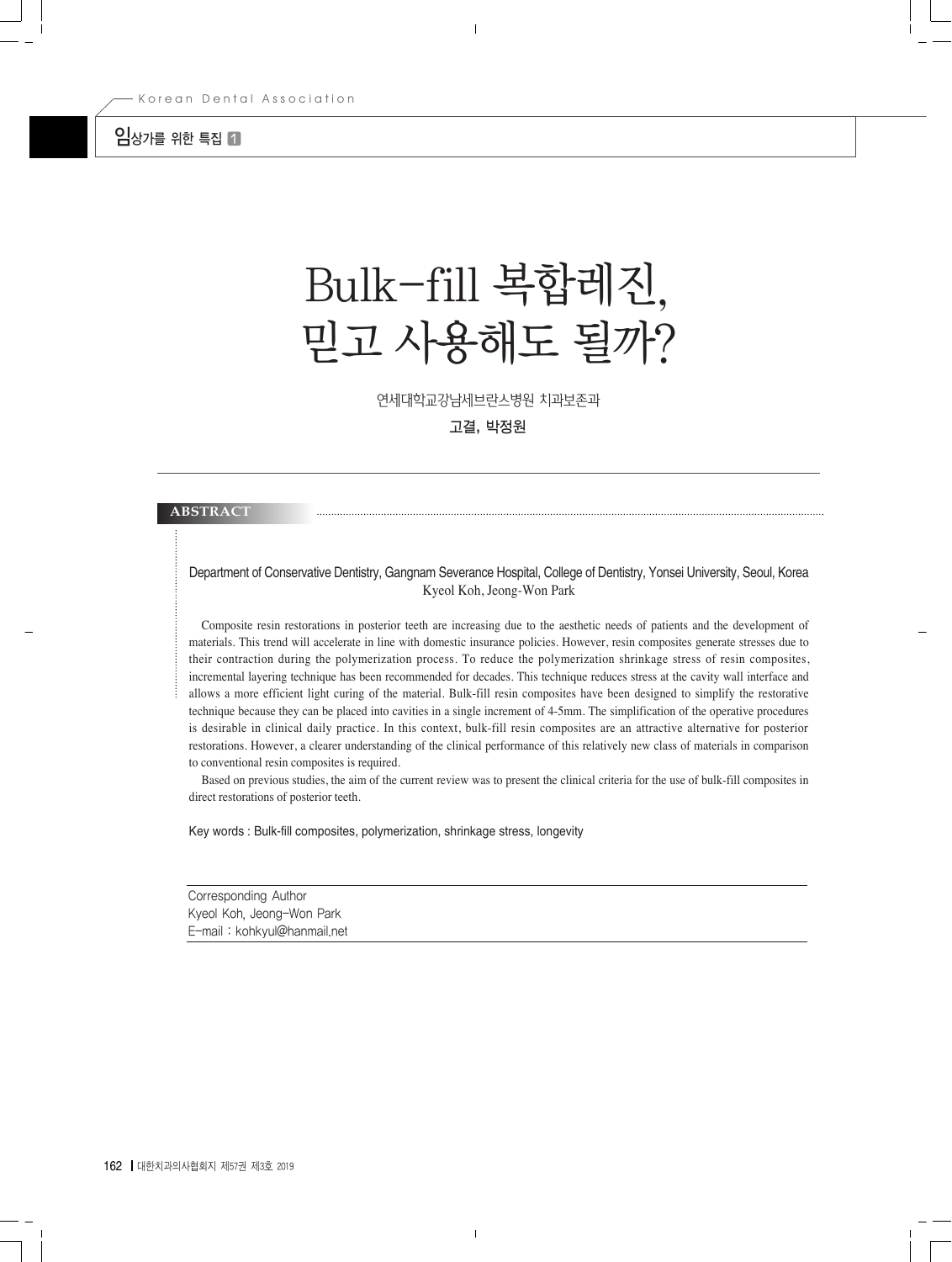임상가를 위한 특집 1

# Bulk-fill 복합레진, 믿고 사용해도 될까?

연세대학교강남세브란스병원 치과보존과

**고결, 박정원**

## ABSTRACT

Department of Conservative Dentistry, Gangnam Severance Hospital, College of Dentistry, Yonsei University, Seoul, Korea
Kyeol Koh, Jeong-Won Park

Composite resin restorations in posterior teeth are increasing due to the aesthetic needs of patients and the development of materials. This trend will accelerate in line with domestic insurance policies. However, resin composites generate stresses due to their contraction during the polymerization process. To reduce the polymerization shrinkage stress of resin composites, incremental layering technique has been recommended for decades. This technique reduces stress at the cavity wall interface and allows a more efficient light curing of the material. Bulk-fill resin composites have been designed to simplify the restorative technique because they can be placed into cavities in a single increment of 4-5mm. The simplification of the operative procedures is desirable in clinical daily practice. In this context, bulk-fill resin composites are an attractive alternative for posterior restorations. However, a clearer understanding of the clinical performance of this relatively new class of materials in comparison to conventional resin composites is required.

Based on previous studies, the aim of the current review was to present the clinical criteria for the use of bulk-fill composites in direct restorations of posterior teeth.

Key words : Bulk-fill composites, polymerization, shrinkage stress, longevity

Corresponding Author
Kyeol Koh, Jeong-Won Park
E-mail : kohkyul@hanmail.net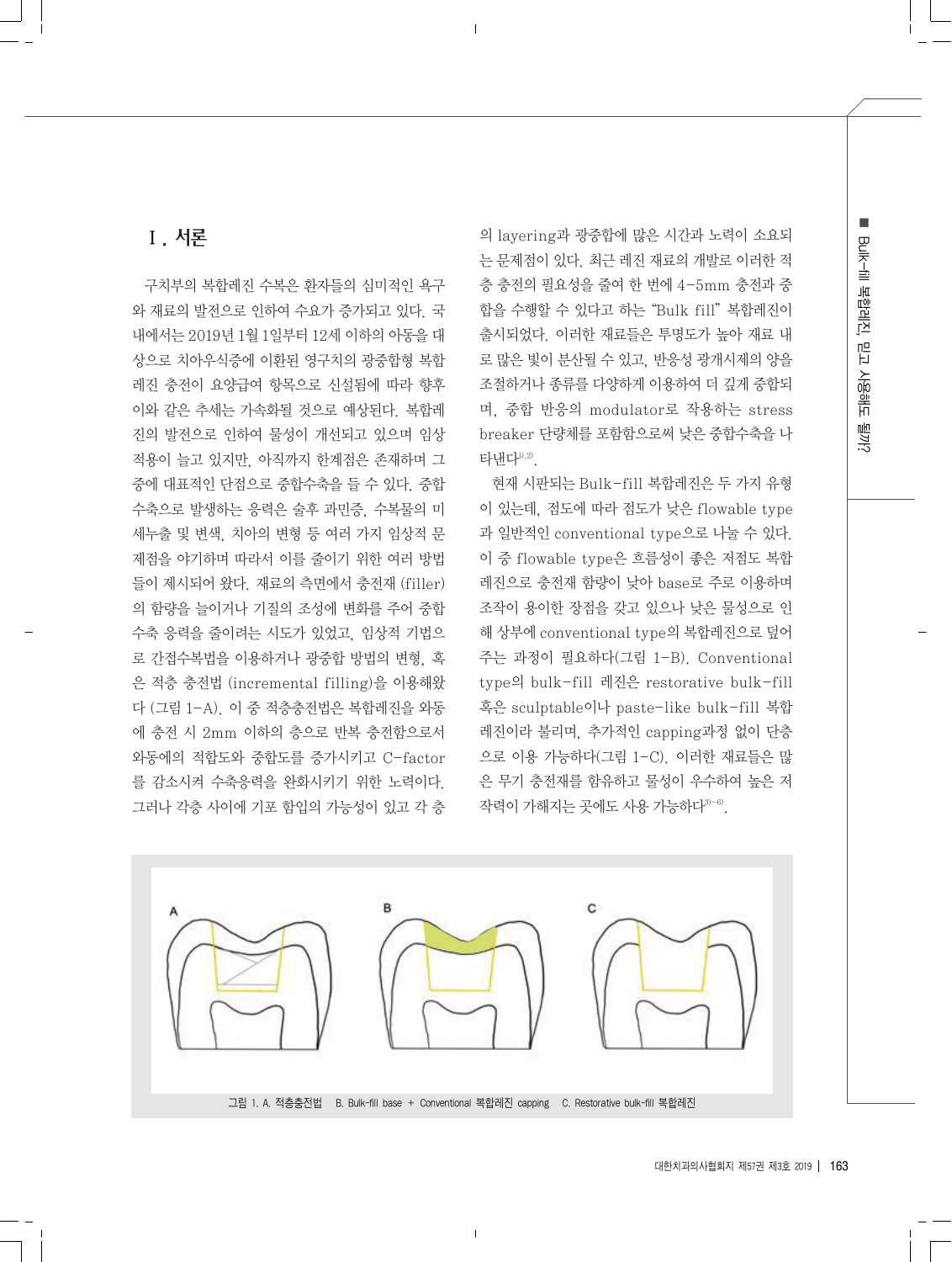## Ⅰ. 서론

구치부의 복합레진 수복은 환자들의 심미적인 욕구와 재료의 발전으로 인하여 수요가 증가되고 있다. 국내에서는 2019년 1월 1일부터 12세 이하의 아동을 대상으로 치아우식증에 이환된 영구치의 광중합형 복합레진 충전이 요양급여 항목으로 신설됨에 따라 향후 이와 같은 추세는 가속화될 것으로 예상된다. 복합레진의 발전으로 인하여 물성이 개선되고 있으며 임상적용이 늘고 있지만, 아직까지 한계점은 존재하며 그 중에 대표적인 단점으로 중합수축을 들 수 있다. 중합수축으로 발생하는 응력은 술후 과민증, 수복물의 미세누출 및 변색, 치아의 변형 등 여러 가지 임상적 문제점을 야기하며 따라서 이를 줄이기 위한 여러 방법들이 제시되어 왔다. 재료의 측면에서 충전재 (filler)의 함량을 늘이거나 기질의 조성에 변화를 주어 중합수축 응력을 줄이려는 시도가 있었고, 임상적 기법으로 간접수복법을 이용하거나 광중합 방법의 변형, 혹은 적층 충전법 (incremental filling)을 이용해왔다 (그림 1-A). 이 중 적층충전법은 복합레진을 와동에 충전 시 2mm 이하의 층으로 반복 충전함으로서 와동에의 적합도와 중합도를 증가시키고 C-factor를 감소시켜 수축응력을 완화시키기 위한 노력이다. 그러나 각층 사이에 기포 함입의 가능성이 있고 각 층의 layering과 광중합에 많은 시간과 노력이 소요되는 문제점이 있다. 최근 레진 재료의 개발로 이러한 적층 충전의 필요성을 줄여 한 번에 4-5mm 충전과 중합을 수행할 수 있다고 하는 "Bulk fill" 복합레진이 출시되었다. 이러한 재료들은 투명도가 높아 재료 내로 많은 빛이 분산될 수 있고, 반응성 광개시제의 양을 조절하거나 종류를 다양하게 이용하여 더 깊게 중합되며, 중합 반응의 modulator로 작용하는 stress breaker 단량체를 포함함으로써 낮은 중합수축을 나타낸다[1),2)].

현재 시판되는 Bulk-fill 복합레진은 두 가지 유형이 있는데, 점도에 따라 점도가 낮은 flowable type과 일반적인 conventional type으로 나눌 수 있다. 이 중 flowable type은 흐름성이 좋은 저점도 복합레진으로 충전재 함량이 낮아 base로 주로 이용하며 조작이 용이한 장점을 갖고 있으나 낮은 물성으로 인해 상부에 conventional type의 복합레진으로 덮어주는 과정이 필요하다(그림 1-B). Conventional type의 bulk-fill 레진은 restorative bulk-fill 혹은 sculptable이나 paste-like bulk-fill 복합레진이라 불리며, 추가적인 capping과정 없이 단층으로 이용 가능하다(그림 1-C). 이러한 재료들은 많은 무기 충전재를 함유하고 물성이 우수하여 높은 저작력이 가해지는 곳에도 사용 가능하다[3)-6)].

그림 1. A. 적층충전법　B. Bulk-fill base ＋ Conventional 복합레진 capping　C. Restorative bulk-fill 복합레진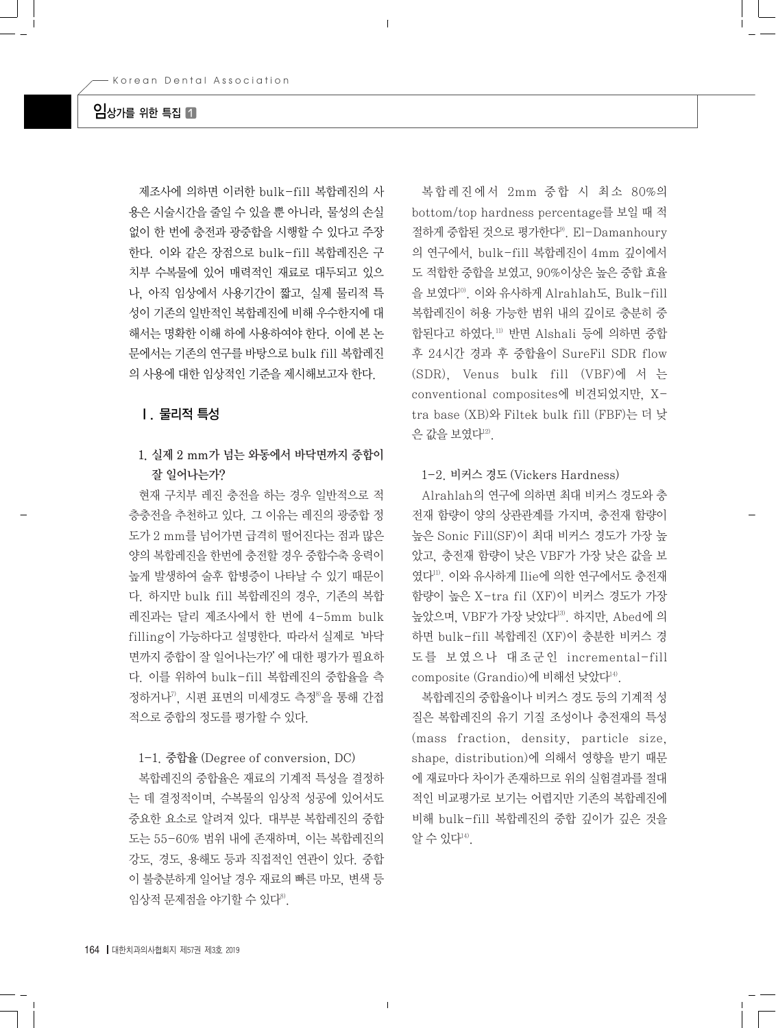제조사에 의하면 이러한 bulk-fill 복합레진의 사용은 시술시간을 줄일 수 있을 뿐 아니라, 물성의 손실 없이 한 번에 충전과 광중합을 시행할 수 있다고 주장한다. 이와 같은 장점으로 bulk-fill 복합레진은 구치부 수복물에 있어 매력적인 재료로 대두되고 있으나, 아직 임상에서 사용기간이 짧고, 실제 물리적 특성이 기존의 일반적인 복합레진에 비해 우수한지에 대해서는 명확한 이해 하에 사용하여야 한다. 이에 본 논문에서는 기존의 연구를 바탕으로 bulk fill 복합레진의 사용에 대한 임상적인 기준을 제시해보고자 한다.

## Ⅰ. 물리적 특성

### 1. 실제 2 mm가 넘는 와동에서 바닥면까지 중합이 잘 일어나는가?

현재 구치부 레진 충전을 하는 경우 일반적으로 적층충전을 추천하고 있다. 그 이유는 레진의 광중합 정도가 2 mm를 넘어가면 급격히 떨어진다는 점과 많은 양의 복합레진을 한번에 충전할 경우 중합수축 응력이 높게 발생하여 술후 합병증이 나타날 수 있기 때문이다. 하지만 bulk fill 복합레진의 경우, 기존의 복합레진과는 달리 제조사에서 한 번에 4-5mm bulk filling이 가능하다고 설명한다. 따라서 실제로 '바닥면까지 중합이 잘 일어나는가?' 에 대한 평가가 필요하다. 이를 위하여 bulk-fill 복합레진의 중합율을 측정하거나[7], 시편 표면의 미세경도 측정[8]을 통해 간접적으로 중합의 정도를 평가할 수 있다.

#### 1-1. 중합율 (Degree of conversion, DC)

복합레진의 중합율은 재료의 기계적 특성을 결정하는 데 결정적이며, 수복물의 임상적 성공에 있어서도 중요한 요소로 알려져 있다. 대부분 복합레진의 중합도는 55-60% 범위 내에 존재하며, 이는 복합레진의 강도, 경도, 용해도 등과 직접적인 연관이 있다. 중합이 불충분하게 일어날 경우 재료의 빠른 마모, 변색 등 임상적 문제점을 야기할 수 있다[8].

복합레진에서 2mm 중합 시 최소 80%의 bottom/top hardness percentage를 보일 때 적절하게 중합된 것으로 평가한다[9]. El-Damanhoury의 연구에서, bulk-fill 복합레진이 4mm 깊이에서도 적합한 중합을 보였고, 90%이상은 높은 중합 효율을 보였다[10]. 이와 유사하게 Alrahlah도, Bulk-fill 복합레진이 허용 가능한 범위 내의 깊이로 충분히 중합된다고 하였다.[11] 반면 Alshali 등에 의하면 중합 후 24시간 경과 후 중합율이 SureFil SDR flow (SDR), Venus bulk fill (VBF)에 서 는 conventional composites에 비견되었지만, X-tra base (XB)와 Filtek bulk fill (FBF)는 더 낮은 값을 보였다[12].

#### 1-2. 비커스 경도 (Vickers Hardness)

Alrahlah의 연구에 의하면 최대 비커스 경도와 충전재 함량이 양의 상관관계를 가지며, 충전재 함량이 높은 Sonic Fill(SF)이 최대 비커스 경도가 가장 높았고, 충전재 함량이 낮은 VBF가 가장 낮은 값을 보였다[11]. 이와 유사하게 Ilie에 의한 연구에서도 충전재 함량이 높은 X-tra fil (XF)이 비커스 경도가 가장 높았으며, VBF가 가장 낮았다[13]. 하지만, Abed에 의하면 bulk-fill 복합레진 (XF)이 충분한 비커스 경도를 보였으나 대조군인 incremental-fill composite (Grandio)에 비해선 낮았다[14].

복합레진의 중합율이나 비커스 경도 등의 기계적 성질은 복합레진의 유기 기질 조성이나 충전재의 특성 (mass fraction, density, particle size, shape, distribution)에 의해서 영향을 받기 때문에 재료마다 차이가 존재하므로 위의 실험결과를 절대적인 비교평가로 보기는 어렵지만 기존의 복합레진에 비해 bulk-fill 복합레진의 중합 깊이가 깊은 것을 알 수 있다[14].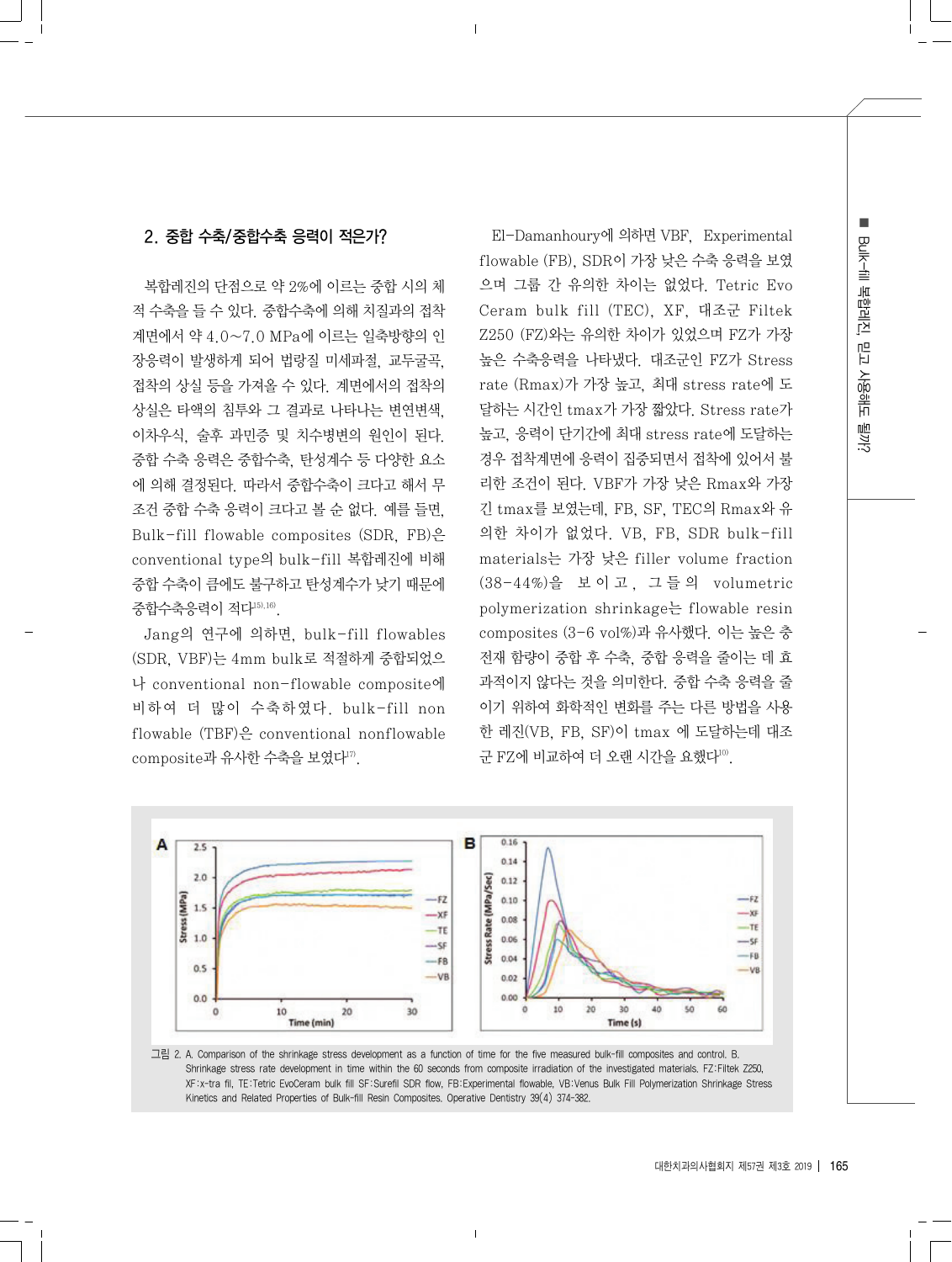## 2. 중합 수축/중합수축 응력이 적은가?

복합레진의 단점으로 약 2%에 이르는 중합 시의 체적 수축을 들 수 있다. 중합수축에 의해 치질과의 접착 계면에서 약 4.0~7.0 MPa에 이르는 일축방향의 인장응력이 발생하게 되어 법랑질 미세파절, 교두굴곡, 접착의 상실 등을 가져올 수 있다. 계면에서의 접착의 상실은 타액의 침투와 그 결과로 나타나는 변연변색, 이차우식, 술후 과민증 및 치수병변의 원인이 된다. 중합 수축 응력은 중합수축, 탄성계수 등 다양한 요소에 의해 결정된다. 따라서 중합수축이 크다고 해서 무조건 중합 수축 응력이 크다고 볼 순 없다. 예를 들면, Bulk-fill flowable composites (SDR, FB)은 conventional type의 bulk-fill 복합레진에 비해 중합 수축이 큼에도 불구하고 탄성계수가 낮기 때문에 중합수축응력이 적다[15),16)].

Jang의 연구에 의하면, bulk-fill flowables (SDR, VBF)는 4mm bulk로 적절하게 중합되었으나 conventional non-flowable composite에 비하여 더 많이 수축하였다. bulk-fill non flowable (TBF)은 conventional nonflowable composite과 유사한 수축을 보였다[17)].

El-Damanhoury에 의하면 VBF, Experimental flowable (FB), SDR이 가장 낮은 수축 응력을 보였으며 그룹 간 유의한 차이는 없었다. Tetric Evo Ceram bulk fill (TEC), XF, 대조군 Filtek Z250 (FZ)와는 유의한 차이가 있었으며 FZ가 가장 높은 수축응력을 나타냈다. 대조군인 FZ가 Stress rate (Rmax)가 가장 높고, 최대 stress rate에 도달하는 시간인 tmax가 가장 짧았다. Stress rate가 높고, 응력이 단기간에 최대 stress rate에 도달하는 경우 접착계면에 응력이 집중되면서 접착에 있어서 불리한 조건이 된다. VBF가 가장 낮은 Rmax와 가장 긴 tmax를 보였는데, FB, SF, TEC의 Rmax와 유의한 차이가 없었다. VB, FB, SDR bulk-fill materials는 가장 낮은 filler volume fraction (38-44%)을 보이고, 그들의 volumetric polymerization shrinkage는 flowable resin composites (3-6 vol%)과 유사했다. 이는 높은 충전재 함량이 중합 후 수축, 중합 응력을 줄이는 데 효과적이지 않다는 것을 의미한다. 중합 수축 응력을 줄이기 위하여 화학적인 변화를 주는 다른 방법을 사용한 레진(VB, FB, SF)이 tmax 에 도달하는데 대조군 FZ에 비교하여 더 오랜 시간을 요했다[10)].

그림 2. A. Comparison of the shrinkage stress development as a function of time for the five measured bulk-fill composites and control. B. Shrinkage stress rate development in time within the 60 seconds from composite irradiation of the investigated materials. FZ:Filtek Z250, XF:x-tra fil, TE:Tetric EvoCeram bulk fill SF:Surefil SDR flow, FB:Experimental flowable, VB:Venus Bulk Fill Polymerization Shrinkage Stress Kinetics and Related Properties of Bulk-fill Resin Composites. Operative Dentistry 39(4) 374-382.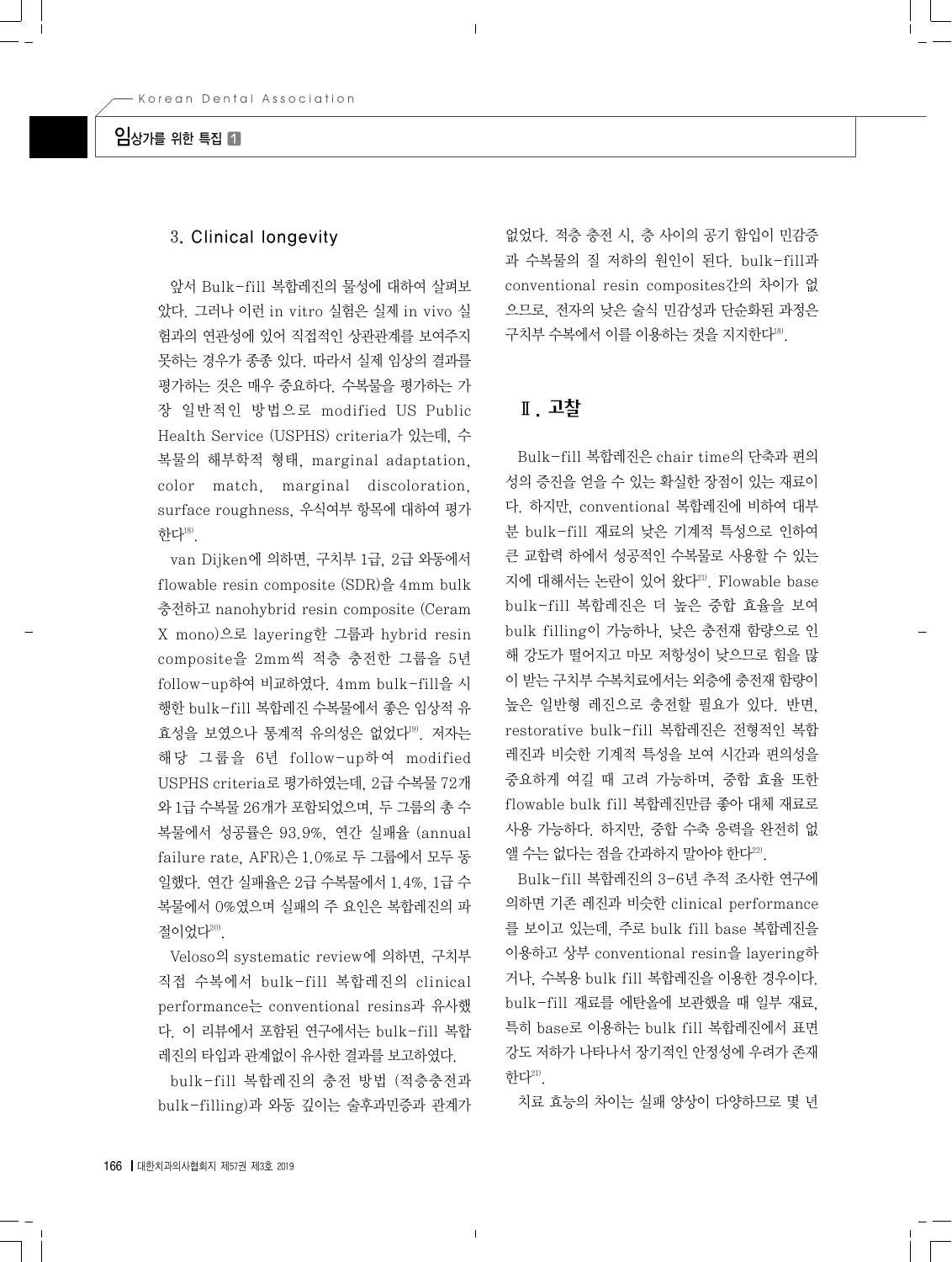### 3. Clinical longevity

앞서 Bulk-fill 복합레진의 물성에 대하여 살펴보았다. 그러나 이런 in vitro 실험은 실제 in vivo 실험과의 연관성에 있어 직접적인 상관관계를 보여주지 못하는 경우가 종종 있다. 따라서 실제 임상의 결과를 평가하는 것은 매우 중요하다. 수복물을 평가하는 가장 일반적인 방법으로 modified US Public Health Service (USPHS) criteria가 있는데, 수복물의 해부학적 형태, marginal adaptation, color match, marginal discoloration, surface roughness, 우식여부 항목에 대하여 평가한다[18].

van Dijken에 의하면, 구치부 1급, 2급 와동에서 flowable resin composite (SDR)을 4mm bulk 충전하고 nanohybrid resin composite (Ceram X mono)으로 layering한 그룹과 hybrid resin composite을 2mm씩 적층 충전한 그룹을 5년 follow-up하여 비교하였다. 4mm bulk-fill을 시행한 bulk-fill 복합레진 수복물에서 좋은 임상적 유효성을 보였으나 통계적 유의성은 없었다[19]. 저자는 해당 그룹을 6년 follow-up하여 modified USPHS criteria로 평가하였는데, 2급 수복물 72개와 1급 수복물 26개가 포함되었으며, 두 그룹의 총 수복물에서 성공률은 93.9%, 연간 실패율 (annual failure rate, AFR)은 1.0%로 두 그룹에서 모두 동일했다. 연간 실패율은 2급 수복물에서 1.4%, 1급 수복물에서 0%였으며 실패의 주 요인은 복합레진의 파절이었다[20].

Veloso의 systematic review에 의하면, 구치부 직접 수복에서 bulk-fill 복합레진의 clinical performance는 conventional resins과 유사했다. 이 리뷰에서 포함된 연구에서는 bulk-fill 복합레진의 타입과 관계없이 유사한 결과를 보고하였다.

bulk-fill 복합레진의 충전 방법 (적층충전과 bulk-filling)과 와동 깊이는 술후과민증과 관계가 없었다. 적층 충전 시, 층 사이의 공기 함입이 민감증과 수복물의 질 저하의 원인이 된다. bulk-fill과 conventional resin composites간의 차이가 없으므로, 전자의 낮은 술식 민감성과 단순화된 과정은 구치부 수복에서 이를 이용하는 것을 지지한다[18].

## Ⅱ. 고찰

Bulk-fill 복합레진은 chair time의 단축과 편의성의 증진을 얻을 수 있는 확실한 장점이 있는 재료이다. 하지만, conventional 복합레진에 비하여 대부분 bulk-fill 재료의 낮은 기계적 특성으로 인하여 큰 교합력 하에서 성공적인 수복물로 사용할 수 있는지에 대해서는 논란이 있어 왔다[21]. Flowable base bulk-fill 복합레진은 더 높은 중합 효율을 보여 bulk filling이 가능하나, 낮은 충전재 함량으로 인해 강도가 떨어지고 마모 저항성이 낮으므로 힘을 많이 받는 구치부 수복치료에서는 외층에 충전재 함량이 높은 일반형 레진으로 충전할 필요가 있다. 반면, restorative bulk-fill 복합레진은 전형적인 복합레진과 비슷한 기계적 특성을 보여 시간과 편의성을 중요하게 여길 때 고려 가능하며, 중합 효율 또한 flowable bulk fill 복합레진만큼 좋아 대체 재료로 사용 가능하다. 하지만, 중합 수축 응력을 완전히 없앨 수는 없다는 점을 간과하지 말아야 한다[22].

Bulk-fill 복합레진의 3-6년 추적 조사한 연구에 의하면 기존 레진과 비슷한 clinical performance를 보이고 있는데, 주로 bulk fill base 복합레진을 이용하고 상부 conventional resin을 layering하거나, 수복용 bulk fill 복합레진을 이용한 경우이다. bulk-fill 재료를 에탄올에 보관했을 때 일부 재료, 특히 base로 이용하는 bulk fill 복합레진에서 표면 강도 저하가 나타나서 장기적인 안정성에 우려가 존재한다[21].

치료 효능의 차이는 실패 양상이 다양하므로 몇 년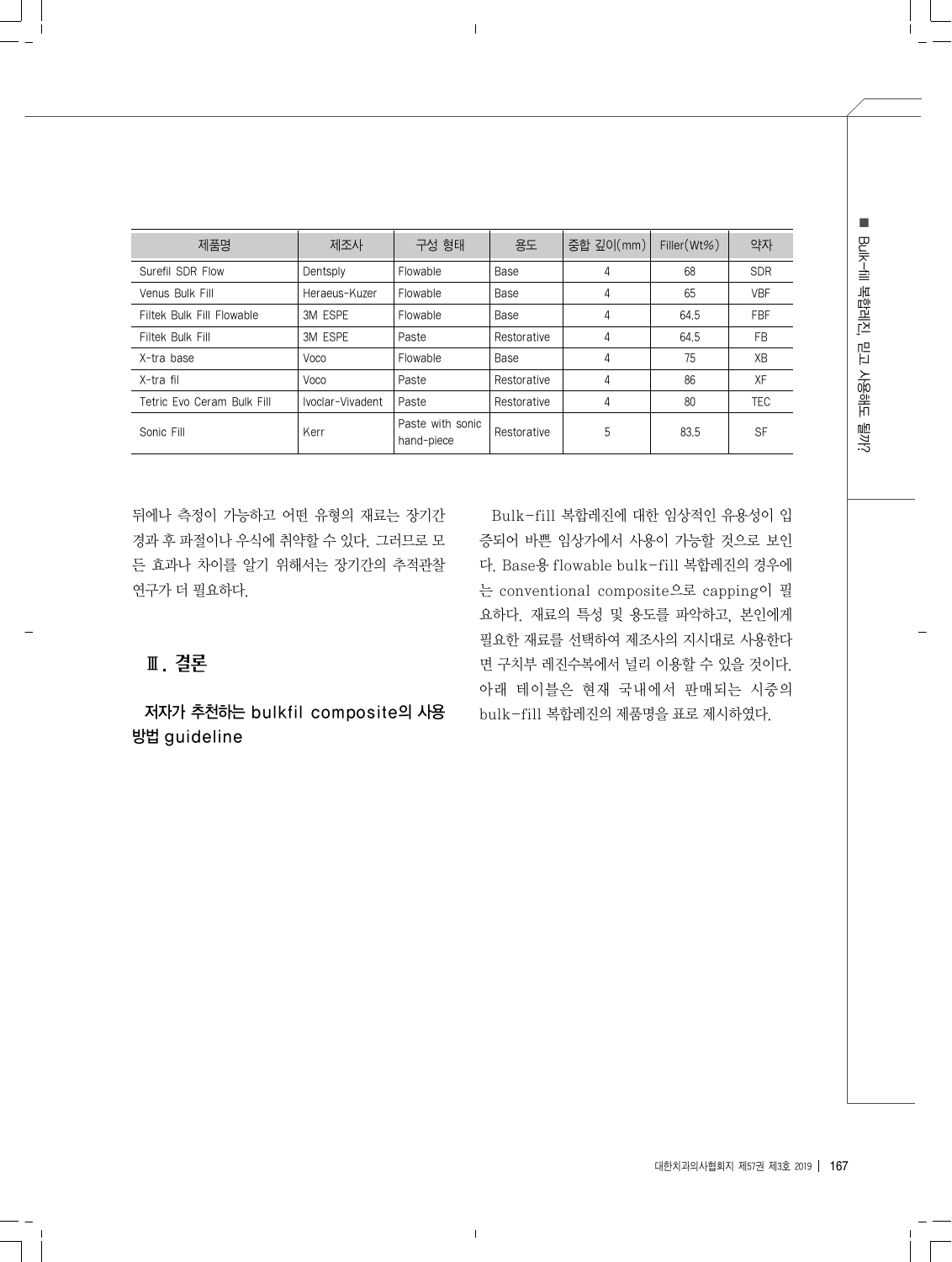| 제품명 | 제조사 | 구성 형태 | 용도 | 중합 깊이(mm) | Filler(Wt%) | 약자 |
|---|---|---|---|---|---|---|
| Surefil SDR Flow | Dentsply | Flowable | Base | 4 | 68 | SDR |
| Venus Bulk Fill | Heraeus-Kuzer | Flowable | Base | 4 | 65 | VBF |
| Filtek Bulk Fill Flowable | 3M ESPE | Flowable | Base | 4 | 64.5 | FBF |
| Filtek Bulk Fill | 3M ESPE | Paste | Restorative | 4 | 64.5 | FB |
| X-tra base | Voco | Flowable | Base | 4 | 75 | XB |
| X-tra fil | Voco | Paste | Restorative | 4 | 86 | XF |
| Tetric Evo Ceram Bulk Fill | Ivoclar-Vivadent | Paste | Restorative | 4 | 80 | TEC |
| Sonic Fill | Kerr | Paste with sonic hand-piece | Restorative | 5 | 83.5 | SF |

뒤에나 측정이 가능하고 어떤 유형의 재료는 장기간 경과 후 파절이나 우식에 취약할 수 있다. 그러므로 모든 효과나 차이를 알기 위해서는 장기간의 추적관찰 연구가 더 필요하다.

## Ⅲ. 결론

### 저자가 추천하는 bulkfil composite의 사용 방법 guideline

Bulk-fill 복합레진에 대한 임상적인 유용성이 입증되어 바쁜 임상가에서 사용이 가능할 것으로 보인다. Base용 flowable bulk-fill 복합레진의 경우에는 conventional composite으로 capping이 필요하다. 재료의 특성 및 용도를 파악하고, 본인에게 필요한 재료를 선택하여 제조사의 지시대로 사용한다면 구치부 레진수복에서 널리 이용할 수 있을 것이다. 아래 테이블은 현재 국내에서 판매되는 시중의 bulk-fill 복합레진의 제품명을 표로 제시하였다.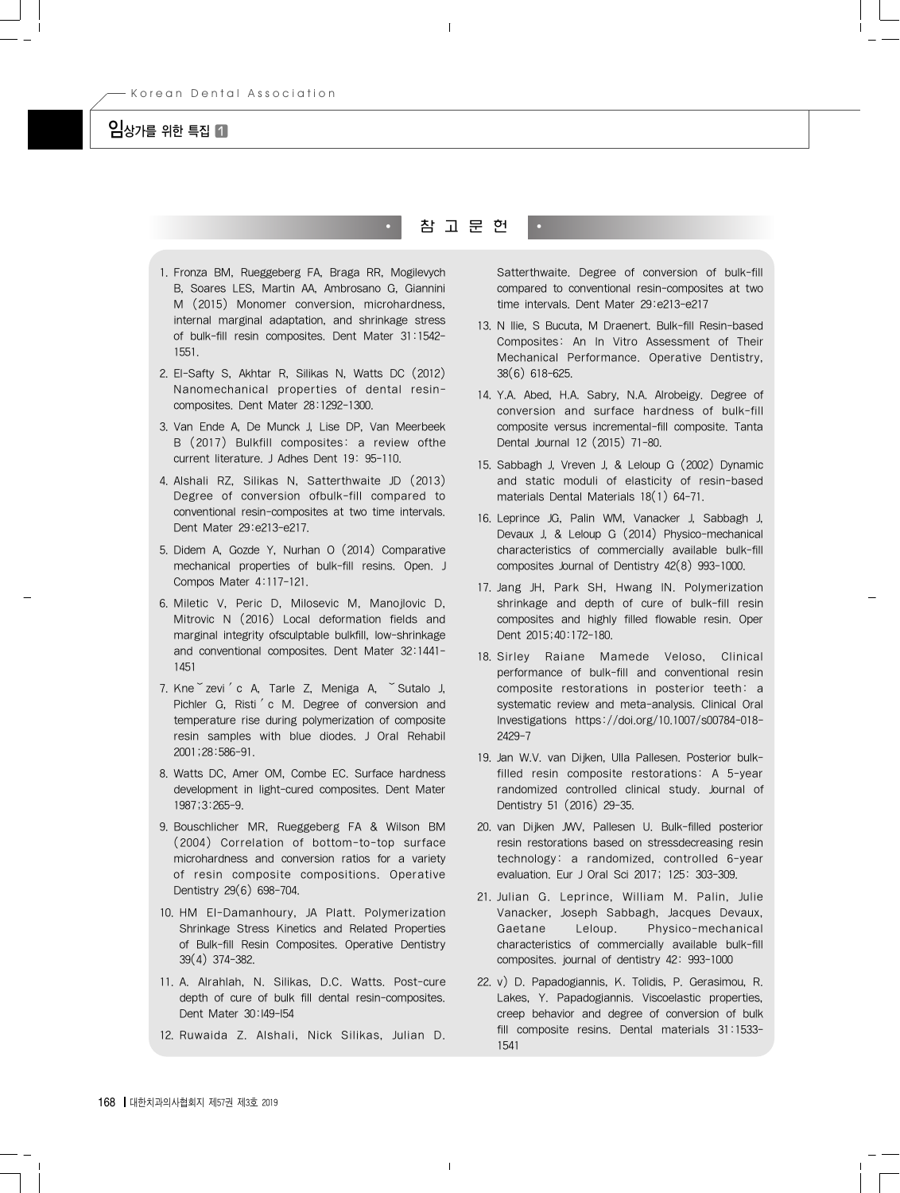## 참 고 문 헌

1. Fronza BM, Rueggeberg FA, Braga RR, Mogilevych B, Soares LES, Martin AA, Ambrosano G, Giannini M (2015) Monomer conversion, microhardness, internal marginal adaptation, and shrinkage stress of bulk-fill resin composites. Dent Mater 31:1542-1551.
2. El-Safty S, Akhtar R, Silikas N, Watts DC (2012) Nanomechanical properties of dental resin-composites. Dent Mater 28:1292-1300.
3. Van Ende A, De Munck J, Lise DP, Van Meerbeek B (2017) Bulkfill composites: a review ofthe current literature. J Adhes Dent 19: 95-110.
4. Alshali RZ, Silikas N, Satterthwaite JD (2013) Degree of conversion ofbulk-fill compared to conventional resin-composites at two time intervals. Dent Mater 29:e213-e217.
5. Didem A, Gozde Y, Nurhan O (2014) Comparative mechanical properties of bulk-fill resins. Open. J Compos Mater 4:117-121.
6. Miletic V, Peric D, Milosevic M, Manojlovic D, Mitrovic N (2016) Local deformation fields and marginal integrity ofsculptable bulkfill, low-shrinkage and conventional composites. Dent Mater 32:1441-1451
7. Kne˘zevi´c A, Tarle Z, Meniga A, ˘Sutalo J, Pichler G, Risti´c M. Degree of conversion and temperature rise during polymerization of composite resin samples with blue diodes. J Oral Rehabil 2001;28:586-91.
8. Watts DC, Amer OM, Combe EC. Surface hardness development in light-cured composites. Dent Mater 1987;3:265-9.
9. Bouschlicher MR, Rueggeberg FA & Wilson BM (2004) Correlation of bottom-to-top surface microhardness and conversion ratios for a variety of resin composite compositions. Operative Dentistry 29(6) 698-704.
10. HM El-Damanhoury, JA Platt. Polymerization Shrinkage Stress Kinetics and Related Properties of Bulk-fill Resin Composites. Operative Dentistry 39(4) 374-382.
11. A. Alrahlah, N. Silikas, D.C. Watts. Post-cure depth of cure of bulk fill dental resin-composites. Dent Mater 30:l49-l54
12. Ruwaida Z. Alshali, Nick Silikas, Julian D. Satterthwaite. Degree of conversion of bulk-fill compared to conventional resin-composites at two time intervals. Dent Mater 29:e213-e217
13. N Ilie, S Bucuta, M Draenert. Bulk-fill Resin-based Composites: An In Vitro Assessment of Their Mechanical Performance. Operative Dentistry, 38(6) 618-625.
14. Y.A. Abed, H.A. Sabry, N.A. Alrobeigy. Degree of conversion and surface hardness of bulk-fill composite versus incremental-fill composite. Tanta Dental Journal 12 (2015) 71-80.
15. Sabbagh J, Vreven J, & Leloup G (2002) Dynamic and static moduli of elasticity of resin-based materials Dental Materials 18(1) 64-71.
16. Leprince JG, Palin WM, Vanacker J, Sabbagh J, Devaux J, & Leloup G (2014) Physico-mechanical characteristics of commercially available bulk-fill composites Journal of Dentistry 42(8) 993-1000.
17. Jang JH, Park SH, Hwang IN. Polymerization shrinkage and depth of cure of bulk-fill resin composites and highly filled flowable resin. Oper Dent 2015;40:172-180.
18. Sirley Raiane Mamede Veloso, Clinical performance of bulk-fill and conventional resin composite restorations in posterior teeth: a systematic review and meta-analysis. Clinical Oral Investigations https://doi.org/10.1007/s00784-018-2429-7
19. Jan W.V. van Dijken, Ulla Pallesen. Posterior bulk-filled resin composite restorations: A 5-year randomized controlled clinical study. Journal of Dentistry 51 (2016) 29-35.
20. van Dijken JWV, Pallesen U. Bulk-filled posterior resin restorations based on stressdecreasing resin technology: a randomized, controlled 6-year evaluation. Eur J Oral Sci 2017; 125: 303-309.
21. Julian G. Leprince, William M. Palin, Julie Vanacker, Joseph Sabbagh, Jacques Devaux, Gaetane Leloup. Physico-mechanical characteristics of commercially available bulk-fill composites. journal of dentistry 42: 993-1000
22. v) D. Papadogiannis, K. Tolidis, P. Gerasimou, R. Lakes, Y. Papadogiannis. Viscoelastic properties, creep behavior and degree of conversion of bulk fill composite resins. Dental materials 31:1533-1541